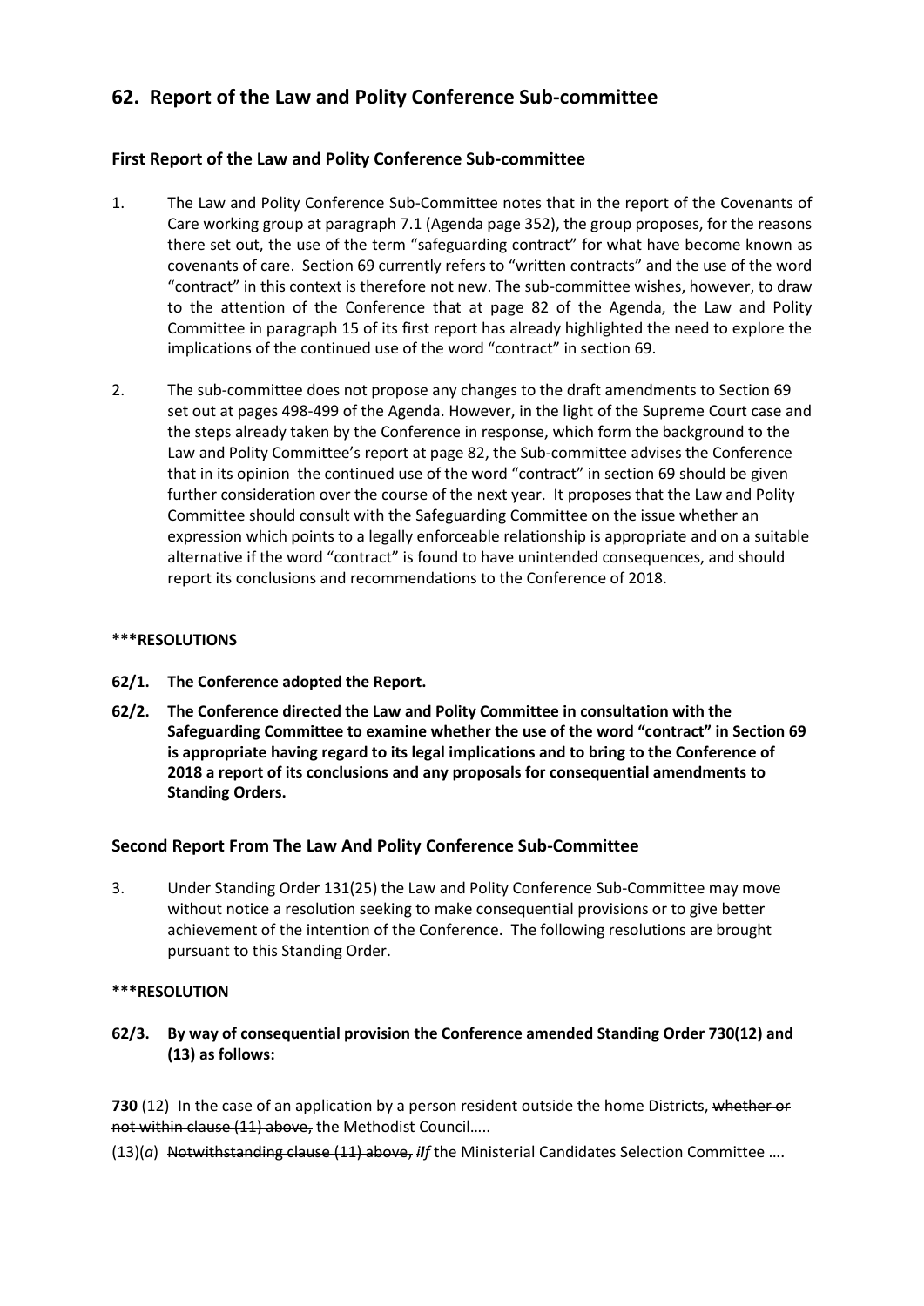## 62. Report of the Law and Polity Conference Sub-committee

### First Report of the Law and Polity Conference Sub-committee

1. The Law and Polity Conference Sub-Committee notes that in the report of the Covenants of Care working group at paragraph 7.1 (Agenda page 352), the group proposes, for the reasons there set out, the use of the term "safeguarding contract" for what have become known as covenants of care. Section 69 currently refers to "written contracts" and the use of the word "contract" in this context is therefore not new. The sub-committee wishes, however, to draw to the attention of the Conference that at page 82 of the Agenda, the Law and Polity Committee in paragraph 15 of its first report has already highlighted the need to explore the implications of the continued use of the word "contract" in section 69.

2. The sub-committee does not propose any changes to the draft amendments to Section 69 set out at pages 498-499 of the Agenda. However, in the light of the Supreme Court case and the steps already taken by the Conference in response, which form the background to the Law and Polity Committee's report at page 82, the Sub-committee advises the Conference that in its opinion the continued use of the word "contract" in section 69 should be given further consideration over the course of the next year. It proposes that the Law and Polity Committee should consult with the Safeguarding Committee on the issue whether an expression which points to a legally enforceable relationship is appropriate and on a suitable alternative if the word "contract" is found to have unintended consequences, and should report its conclusions and recommendations to the Conference of 2018.

**\*\*\*RESOLUTIONS**

**62/1. The Conference adopted the Report.**

**62/2. The Conference directed the Law and Polity Committee in consultation with the Safeguarding Committee to examine whether the use of the word "contract" in Section 69 is appropriate having regard to its legal implications and to bring to the Conference of 2018 a report of its conclusions and any proposals for consequential amendments to Standing Orders.**

### Second Report From The Law And Polity Conference Sub-Committee

3. Under Standing Order 131(25) the Law and Polity Conference Sub-Committee may move without notice a resolution seeking to make consequential provisions or to give better achievement of the intention of the Conference. The following resolutions are brought pursuant to this Standing Order.

**\*\*\*RESOLUTION**

**62/3. By way of consequential provision the Conference amended Standing Order 730(12) and (13) as follows:**

**730** (12) In the case of an application by a person resident outside the home Districts, ~~whether or not within clause (11) above,~~ the Methodist Council…..

(13)(*a*) ~~Notwithstanding clause (11) above, i~~***I****f* the Ministerial Candidates Selection Committee ….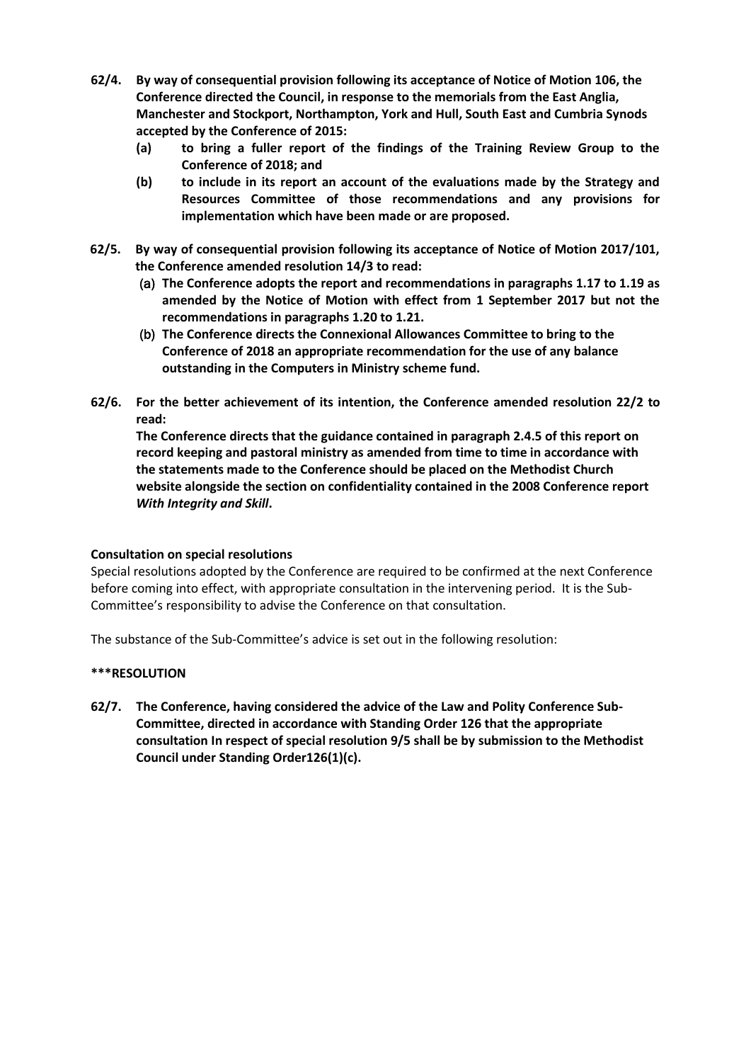**62/4. By way of consequential provision following its acceptance of Notice of Motion 106, the Conference directed the Council, in response to the memorials from the East Anglia, Manchester and Stockport, Northampton, York and Hull, South East and Cumbria Synods accepted by the Conference of 2015:**

- **(a) to bring a fuller report of the findings of the Training Review Group to the Conference of 2018; and**
- **(b) to include in its report an account of the evaluations made by the Strategy and Resources Committee of those recommendations and any provisions for implementation which have been made or are proposed.**

**62/5. By way of consequential provision following its acceptance of Notice of Motion 2017/101, the Conference amended resolution 14/3 to read:**

- **(a) The Conference adopts the report and recommendations in paragraphs 1.17 to 1.19 as amended by the Notice of Motion with effect from 1 September 2017 but not the recommendations in paragraphs 1.20 to 1.21.**
- **(b) The Conference directs the Connexional Allowances Committee to bring to the Conference of 2018 an appropriate recommendation for the use of any balance outstanding in the Computers in Ministry scheme fund.**

**62/6. For the better achievement of its intention, the Conference amended resolution 22/2 to read:**
**The Conference directs that the guidance contained in paragraph 2.4.5 of this report on record keeping and pastoral ministry as amended from time to time in accordance with the statements made to the Conference should be placed on the Methodist Church website alongside the section on confidentiality contained in the 2008 Conference report *With Integrity and Skill*.**

### Consultation on special resolutions

Special resolutions adopted by the Conference are required to be confirmed at the next Conference before coming into effect, with appropriate consultation in the intervening period. It is the Sub-Committee's responsibility to advise the Conference on that consultation.

The substance of the Sub-Committee's advice is set out in the following resolution:

**\*\*\*RESOLUTION**

**62/7. The Conference, having considered the advice of the Law and Polity Conference Sub-Committee, directed in accordance with Standing Order 126 that the appropriate consultation In respect of special resolution 9/5 shall be by submission to the Methodist Council under Standing Order126(1)(c).**